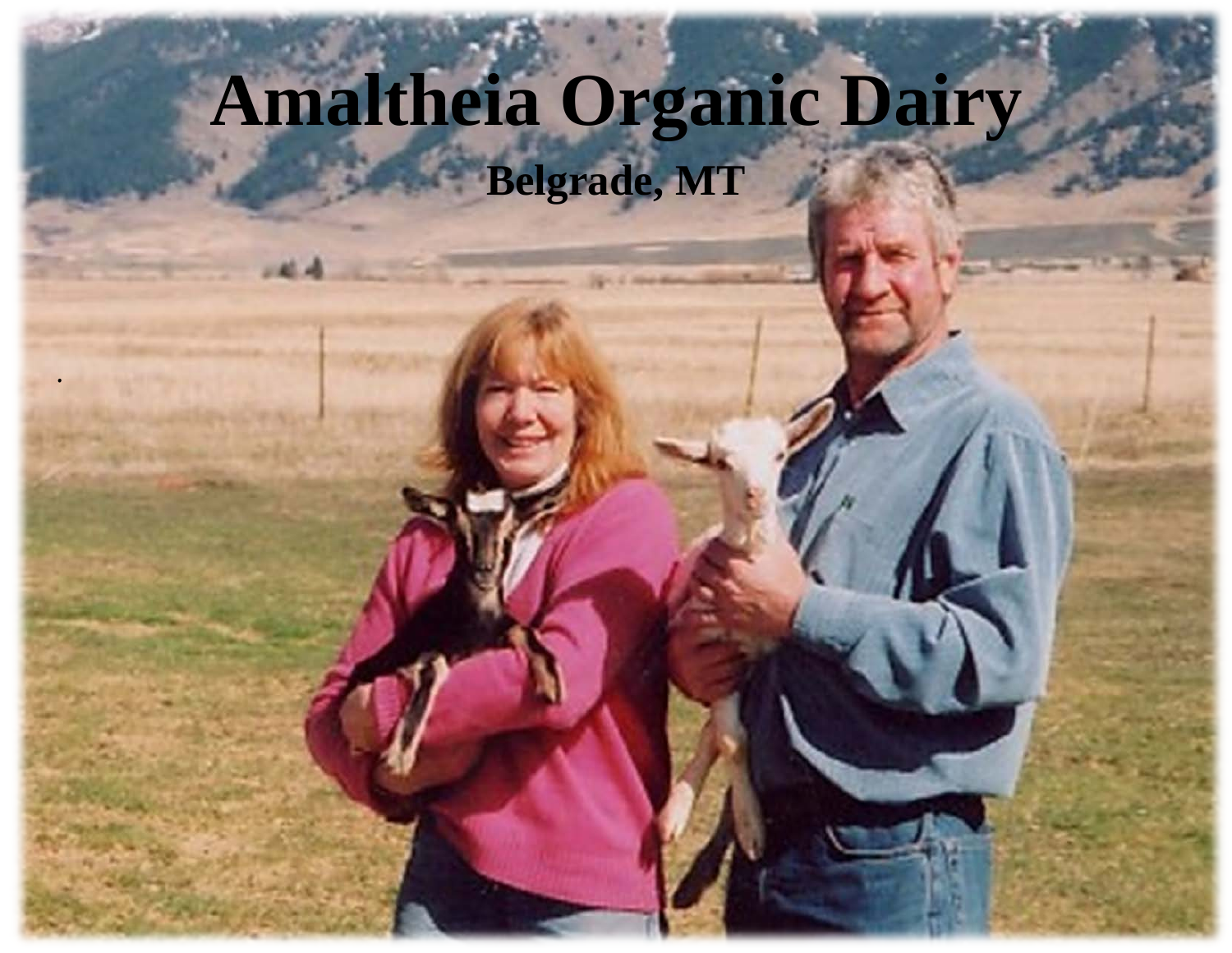# Amaltheia Organic Dairy

**Belgrade, MT**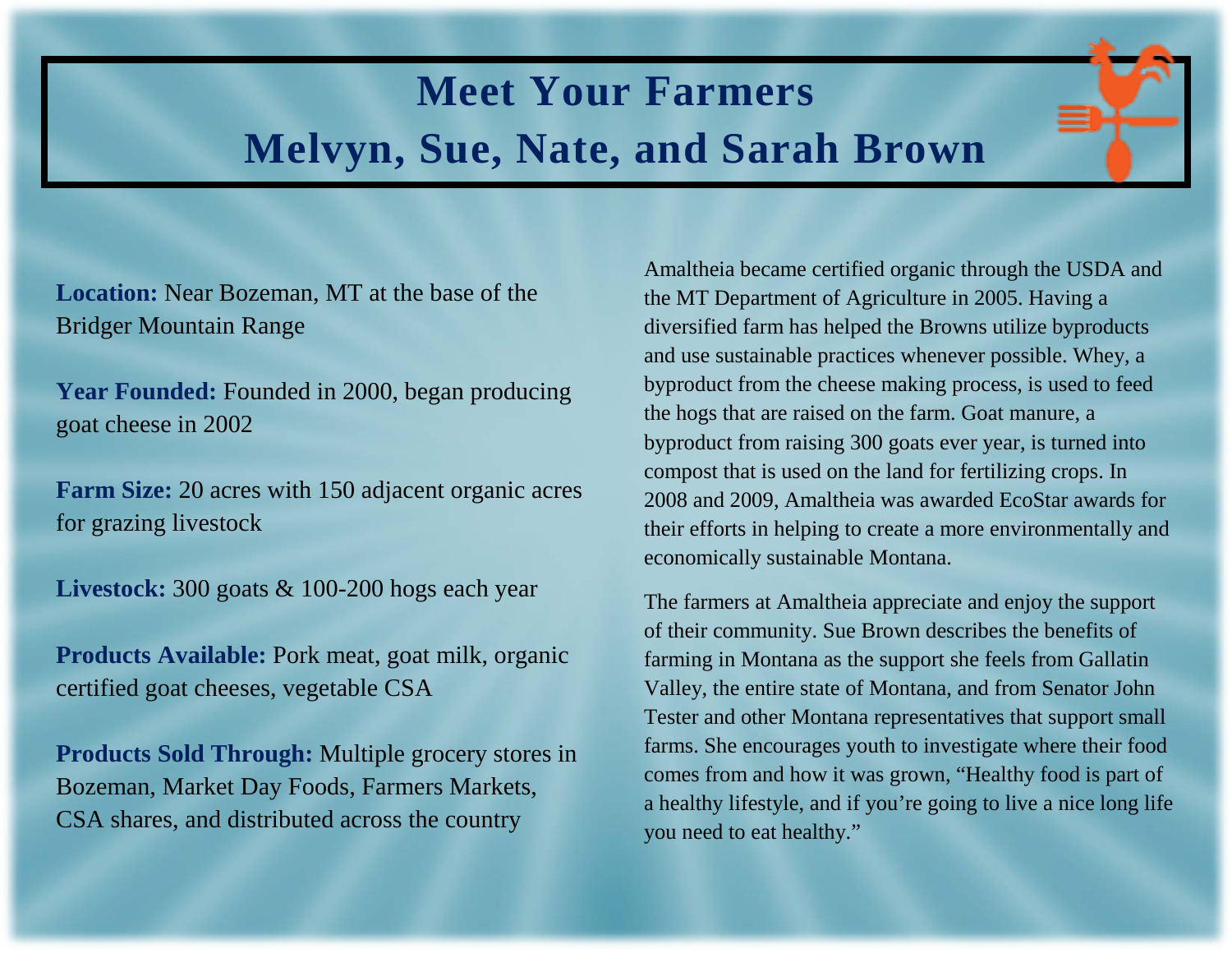# Meet Your Farmers
# Melvyn, Sue, Nate, and Sarah Brown

**Location:** Near Bozeman, MT at the base of the Bridger Mountain Range

**Year Founded:** Founded in 2000, began producing goat cheese in 2002

**Farm Size:** 20 acres with 150 adjacent organic acres for grazing livestock

**Livestock:** 300 goats & 100-200 hogs each year

**Products Available:** Pork meat, goat milk, organic certified goat cheeses, vegetable CSA

**Products Sold Through:** Multiple grocery stores in Bozeman, Market Day Foods, Farmers Markets, CSA shares, and distributed across the country

Amaltheia became certified organic through the USDA and the MT Department of Agriculture in 2005. Having a diversified farm has helped the Browns utilize byproducts and use sustainable practices whenever possible. Whey, a byproduct from the cheese making process, is used to feed the hogs that are raised on the farm. Goat manure, a byproduct from raising 300 goats ever year, is turned into compost that is used on the land for fertilizing crops. In 2008 and 2009, Amaltheia was awarded EcoStar awards for their efforts in helping to create a more environmentally and economically sustainable Montana.

The farmers at Amaltheia appreciate and enjoy the support of their community. Sue Brown describes the benefits of farming in Montana as the support she feels from Gallatin Valley, the entire state of Montana, and from Senator John Tester and other Montana representatives that support small farms. She encourages youth to investigate where their food comes from and how it was grown, "Healthy food is part of a healthy lifestyle, and if you're going to live a nice long life you need to eat healthy."